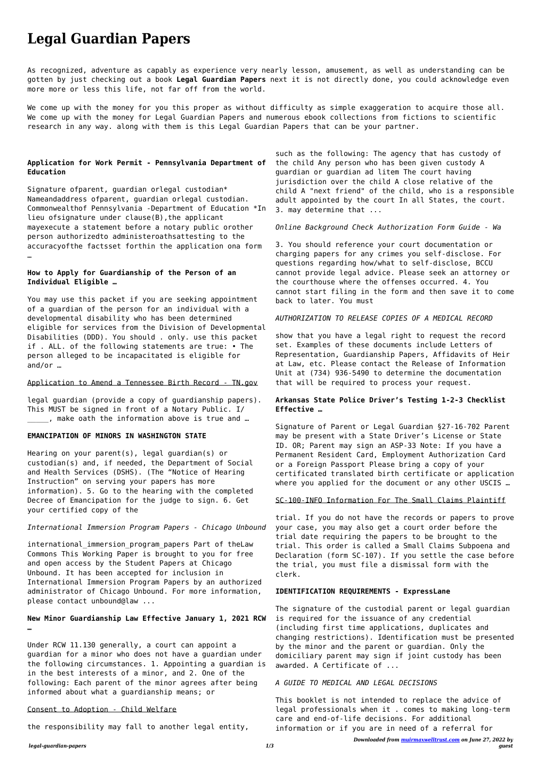# Legal Guardian Papers

As recognized, adventure as capably as experience very nearly lesson, amusement, as well as understanding can be gotten by just checking out a book **Legal Guardian Papers** next it is not directly done, you could acknowledge even more more or less this life, not far off from the world.

We come up with the money for you this proper as without difficulty as simple exaggeration to acquire those all. We come up with the money for Legal Guardian Papers and numerous ebook collections from fictions to scientific research in any way. along with them is this Legal Guardian Papers that can be your partner.

### Application for Work Permit - Pennsylvania Department of Education

Signature ofparent, guardian orlegal custodian* Nameandaddress ofparent, guardian orlegal custodian. Commonwealthof Pennsylvania -Department of Education *In lieu ofsignature under clause(B),the applicant mayexecute a statement before a notary public orother person authorizedto administeroathsattesting to the accuracyofthe factsset forthin the application ona form …

### How to Apply for Guardianship of the Person of an Individual Eligible …

You may use this packet if you are seeking appointment of a guardian of the person for an individual with a developmental disability who has been determined eligible for services from the Division of Developmental Disabilities (DDD). You should . only. use this packet if . ALL. of the following statements are true: • The person alleged to be incapacitated is eligible for and/or …

Application to Amend a Tennessee Birth Record - TN.gov

legal guardian (provide a copy of guardianship papers). This MUST be signed in front of a Notary Public. I/ _____, make oath the information above is true and …

### EMANCIPATION OF MINORS IN WASHINGTON STATE

Hearing on your parent(s), legal guardian(s) or custodian(s) and, if needed, the Department of Social and Health Services (DSHS). (The "Notice of Hearing Instruction" on serving your papers has more information). 5. Go to the hearing with the completed Decree of Emancipation for the judge to sign. 6. Get your certified copy of the

*International Immersion Program Papers - Chicago Unbound*

international_immersion_program_papers Part of theLaw Commons This Working Paper is brought to you for free and open access by the Student Papers at Chicago Unbound. It has been accepted for inclusion in International Immersion Program Papers by an authorized administrator of Chicago Unbound. For more information, please contact unbound@law ...

### New Minor Guardianship Law Effective January 1, 2021 RCW …

Under RCW 11.130 generally, a court can appoint a guardian for a minor who does not have a guardian under the following circumstances. 1. Appointing a guardian is in the best interests of a minor, and 2. One of the following: Each parent of the minor agrees after being informed about what a guardianship means; or

Consent to Adoption - Child Welfare

the responsibility may fall to another legal entity, such as the following: The agency that has custody of the child Any person who has been given custody A guardian or guardian ad litem The court having jurisdiction over the child A close relative of the child A "next friend" of the child, who is a responsible adult appointed by the court In all States, the court. 3. may determine that ...

*Online Background Check Authorization Form Guide - Wa*

3. You should reference your court documentation or charging papers for any crimes you self-disclose. For questions regarding how/what to self-disclose, BCCU cannot provide legal advice. Please seek an attorney or the courthouse where the offenses occurred. 4. You cannot start filing in the form and then save it to come back to later. You must

*AUTHORIZATION TO RELEASE COPIES OF A MEDICAL RECORD*

show that you have a legal right to request the record set. Examples of these documents include Letters of Representation, Guardianship Papers, Affidavits of Heir at Law, etc. Please contact the Release of Information Unit at (734) 936-5490 to determine the documentation that will be required to process your request.

### Arkansas State Police Driver's Testing 1-2-3 Checklist Effective …

Signature of Parent or Legal Guardian §27-16-702 Parent may be present with a State Driver's License or State ID. OR; Parent may sign an ASP-33 Note: If you have a Permanent Resident Card, Employment Authorization Card or a Foreign Passport Please bring a copy of your certificated translated birth certificate or application where you applied for the document or any other USCIS …

SC-100-INFO Information For The Small Claims Plaintiff

trial. If you do not have the records or papers to prove your case, you may also get a court order before the trial date requiring the papers to be brought to the trial. This order is called a Small Claims Subpoena and Declaration (form SC-107). If you settle the case before the trial, you must file a dismissal form with the clerk.

### IDENTIFICATION REQUIREMENTS - ExpressLane

The signature of the custodial parent or legal guardian is required for the issuance of any credential (including first time applications, duplicates and changing restrictions). Identification must be presented by the minor and the parent or guardian. Only the domiciliary parent may sign if joint custody has been awarded. A Certificate of ...

*A GUIDE TO MEDICAL AND LEGAL DECISIONS*

This booklet is not intended to replace the advice of legal professionals when it . comes to making long-term care and end-of-life decisions. For additional information or if you are in need of a referral for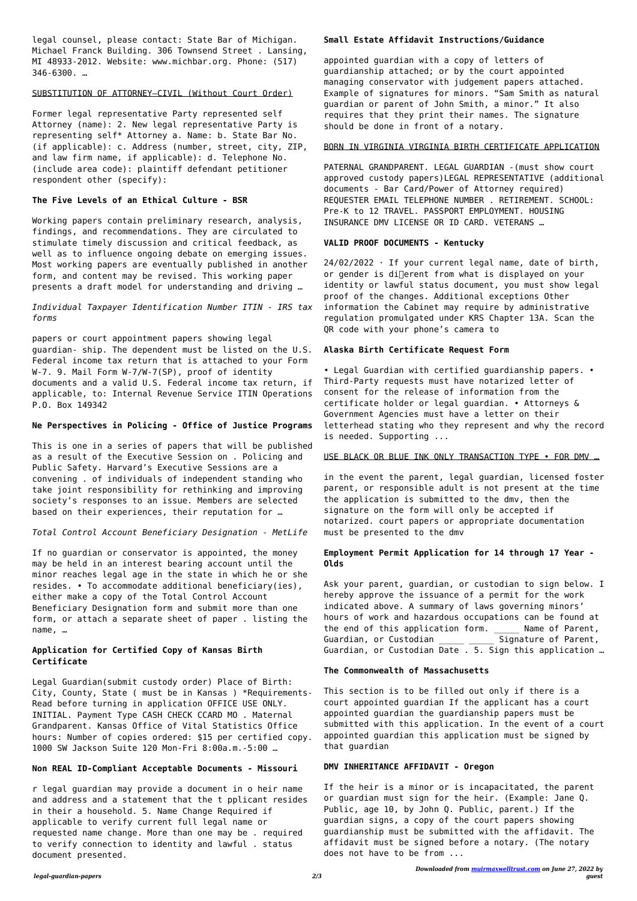legal counsel, please contact: State Bar of Michigan. Michael Franck Building. 306 Townsend Street . Lansing, MI 48933-2012. Website: www.michbar.org. Phone: (517) 346-6300. …

SUBSTITUTION OF ATTORNEY—CIVIL (Without Court Order)

Former legal representative Party represented self Attorney (name): 2. New legal representative Party is representing self* Attorney a. Name: b. State Bar No. (if applicable): c. Address (number, street, city, ZIP, and law firm name, if applicable): d. Telephone No. (include area code): plaintiff defendant petitioner respondent other (specify):

**The Five Levels of an Ethical Culture - BSR**

Working papers contain preliminary research, analysis, findings, and recommendations. They are circulated to stimulate timely discussion and critical feedback, as well as to influence ongoing debate on emerging issues. Most working papers are eventually published in another form, and content may be revised. This working paper presents a draft model for understanding and driving …

*Individual Taxpayer Identification Number ITIN - IRS tax forms*

papers or court appointment papers showing legal guardian- ship. The dependent must be listed on the U.S. Federal income tax return that is attached to your Form W-7. 9. Mail Form W-7/W-7(SP), proof of identity documents and a valid U.S. Federal income tax return, if applicable, to: Internal Revenue Service ITIN Operations P.O. Box 149342

**Ne Perspectives in Policing - Office of Justice Programs**

This is one in a series of papers that will be published as a result of the Executive Session on . Policing and Public Safety. Harvard's Executive Sessions are a convening . of individuals of independent standing who take joint responsibility for rethinking and improving society's responses to an issue. Members are selected based on their experiences, their reputation for …

*Total Control Account Beneficiary Designation - MetLife*

If no guardian or conservator is appointed, the money may be held in an interest bearing account until the minor reaches legal age in the state in which he or she resides. • To accommodate additional beneficiary(ies), either make a copy of the Total Control Account Beneficiary Designation form and submit more than one form, or attach a separate sheet of paper . listing the name, …

**Application for Certified Copy of Kansas Birth Certificate**

Legal Guardian(submit custody order) Place of Birth: City, County, State ( must be in Kansas ) *Requirements- Read before turning in application OFFICE USE ONLY. INITIAL. Payment Type CASH CHECK CCARD MO . Maternal Grandparent. Kansas Office of Vital Statistics Office hours: Number of copies ordered: $15 per certified copy. 1000 SW Jackson Suite 120 Mon-Fri 8:00a.m.-5:00 …

**Non REAL ID-Compliant Acceptable Documents - Missouri**

r legal guardian may provide a document in o heir name and address and a statement that the t pplicant resides in their a household. 5. Name Change Required if applicable to verify current full legal name or requested name change. More than one may be . required to verify connection to identity and lawful . status document presented.

**Small Estate Affidavit Instructions/Guidance**

appointed guardian with a copy of letters of guardianship attached; or by the court appointed managing conservator with judgement papers attached. Example of signatures for minors. "Sam Smith as natural guardian or parent of John Smith, a minor." It also requires that they print their names. The signature should be done in front of a notary.

BORN IN VIRGINIA VIRGINIA BIRTH CERTIFICATE APPLICATION

PATERNAL GRANDPARENT. LEGAL GUARDIAN -(must show court approved custody papers)LEGAL REPRESENTATIVE (additional documents - Bar Card/Power of Attorney required) REQUESTER EMAIL TELEPHONE NUMBER . RETIREMENT. SCHOOL: Pre-K to 12 TRAVEL. PASSPORT EMPLOYMENT. HOUSING INSURANCE DMV LICENSE OR ID CARD. VETERANS …

**VALID PROOF DOCUMENTS - Kentucky**

24/02/2022 · If your current legal name, date of birth, or gender is different from what is displayed on your identity or lawful status document, you must show legal proof of the changes. Additional exceptions Other information the Cabinet may require by administrative regulation promulgated under KRS Chapter 13A. Scan the QR code with your phone's camera to

**Alaska Birth Certificate Request Form**

• Legal Guardian with certified guardianship papers. • Third-Party requests must have notarized letter of consent for the release of information from the certificate holder or legal guardian. • Attorneys & Government Agencies must have a letter on their letterhead stating who they represent and why the record is needed. Supporting ...

USE BLACK OR BLUE INK ONLY TRANSACTION TYPE • FOR DMV …

in the event the parent, legal guardian, licensed foster parent, or responsible adult is not present at the time the application is submitted to the dmv, then the signature on the form will only be accepted if notarized. court papers or appropriate documentation must be presented to the dmv

**Employment Permit Application for 14 through 17 Year - Olds**

Ask your parent, guardian, or custodian to sign below. I hereby approve the issuance of a permit for the work indicated above. A summary of laws governing minors' hours of work and hazardous occupations can be found at the end of this application form. _____ Name of Parent, Guardian, or Custodian _____ _____ Signature of Parent, Guardian, or Custodian Date . 5. Sign this application …

**The Commonwealth of Massachusetts**

This section is to be filled out only if there is a court appointed guardian If the applicant has a court appointed guardian the guardianship papers must be submitted with this application. In the event of a court appointed guardian this application must be signed by that guardian

**DMV INHERITANCE AFFIDAVIT - Oregon**

If the heir is a minor or is incapacitated, the parent or guardian must sign for the heir. (Example: Jane Q. Public, age 10, by John Q. Public, parent.) If the guardian signs, a copy of the court papers showing guardianship must be submitted with the affidavit. The affidavit must be signed before a notary. (The notary does not have to be from ...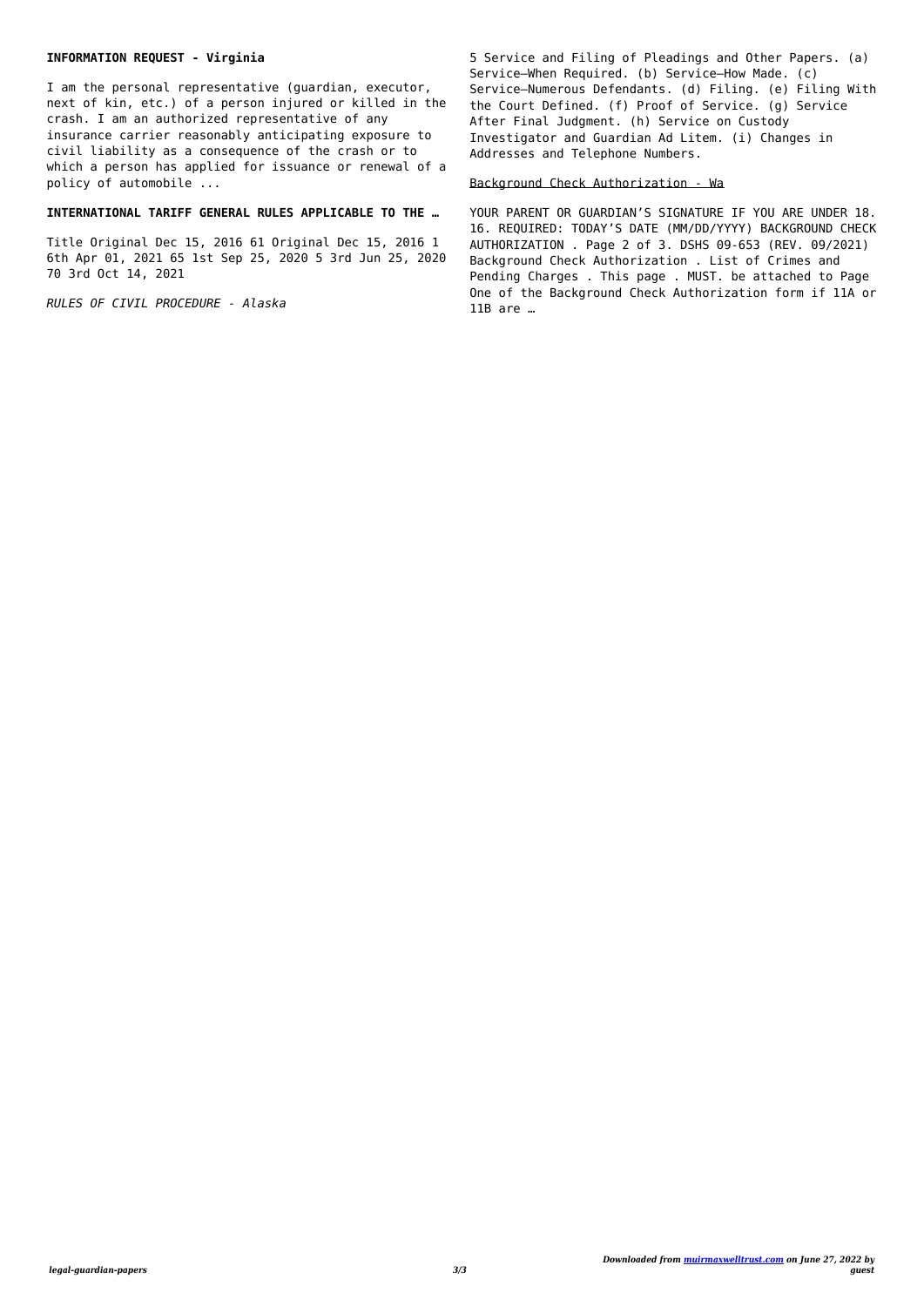**INFORMATION REQUEST - Virginia**

I am the personal representative (guardian, executor, next of kin, etc.) of a person injured or killed in the crash. I am an authorized representative of any insurance carrier reasonably anticipating exposure to civil liability as a consequence of the crash or to which a person has applied for issuance or renewal of a policy of automobile ...

**INTERNATIONAL TARIFF GENERAL RULES APPLICABLE TO THE …**

Title Original Dec 15, 2016 61 Original Dec 15, 2016 1 6th Apr 01, 2021 65 1st Sep 25, 2020 5 3rd Jun 25, 2020 70 3rd Oct 14, 2021

*RULES OF CIVIL PROCEDURE - Alaska*

5 Service and Filing of Pleadings and Other Papers. (a) Service—When Required. (b) Service—How Made. (c) Service—Numerous Defendants. (d) Filing. (e) Filing With the Court Defined. (f) Proof of Service. (g) Service After Final Judgment. (h) Service on Custody Investigator and Guardian Ad Litem. (i) Changes in Addresses and Telephone Numbers.

Background Check Authorization - Wa

YOUR PARENT OR GUARDIAN'S SIGNATURE IF YOU ARE UNDER 18. 16. REQUIRED: TODAY'S DATE (MM/DD/YYYY) BACKGROUND CHECK AUTHORIZATION . Page 2 of 3. DSHS 09-653 (REV. 09/2021) Background Check Authorization . List of Crimes and Pending Charges . This page . MUST. be attached to Page One of the Background Check Authorization form if 11A or 11B are …